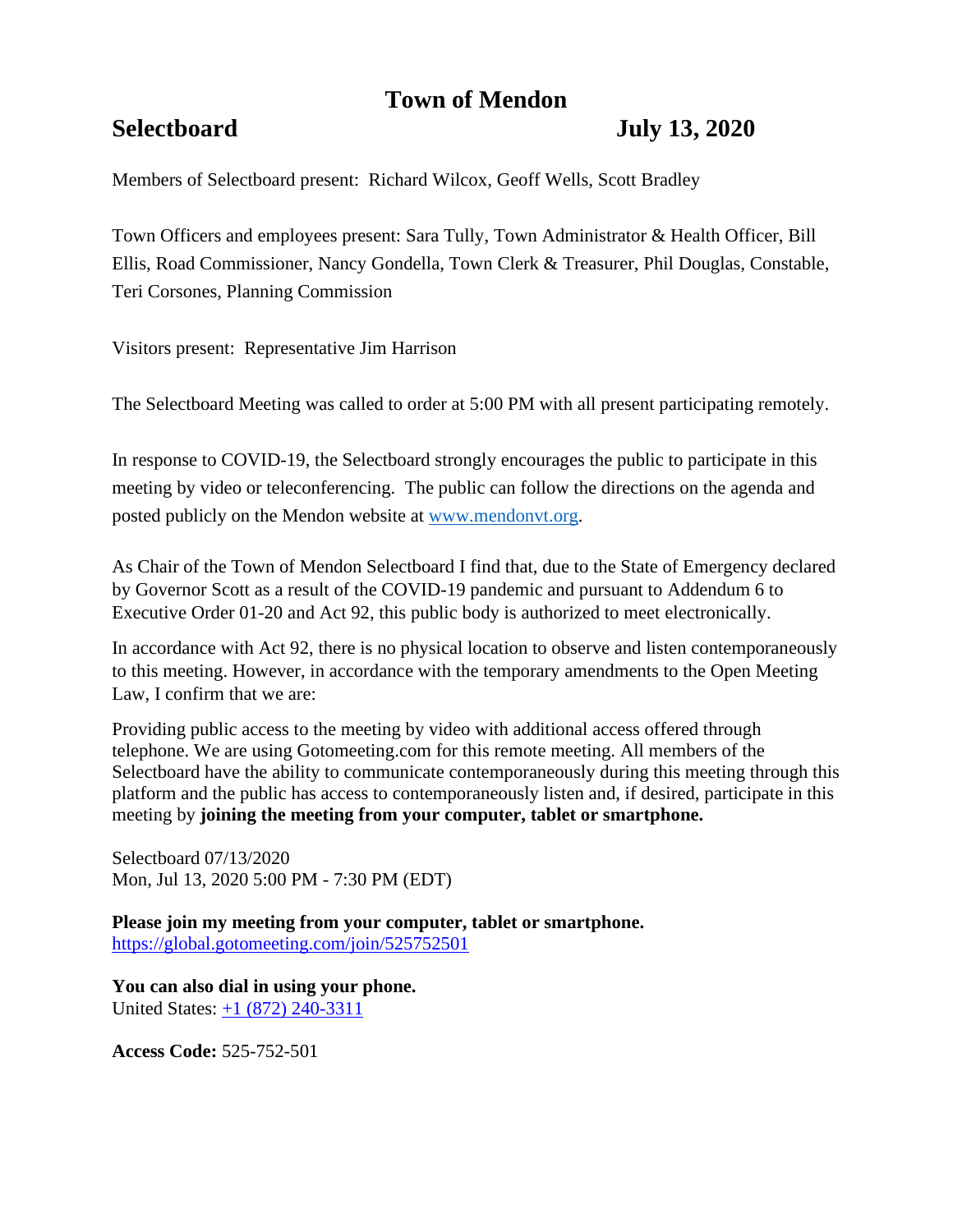# Town of Mendon

## Selectboard July 13, 2020

Members of Selectboard present: Richard Wilcox, Geoff Wells, Scott Bradley

Town Officers and employees present: Sara Tully, Town Administrator & Health Officer, Bill Ellis, Road Commissioner, Nancy Gondella, Town Clerk & Treasurer, Phil Douglas, Constable, Teri Corsones, Planning Commission

Visitors present: Representative Jim Harrison

The Selectboard Meeting was called to order at 5:00 PM with all present participating remotely.

In response to COVID-19, the Selectboard strongly encourages the public to participate in this meeting by video or teleconferencing. The public can follow the directions on the agenda and posted publicly on the Mendon website at [www.mendonvt.org](http://www.mendonvt.org).

As Chair of the Town of Mendon Selectboard I find that, due to the State of Emergency declared by Governor Scott as a result of the COVID-19 pandemic and pursuant to Addendum 6 to Executive Order 01-20 and Act 92, this public body is authorized to meet electronically.

In accordance with Act 92, there is no physical location to observe and listen contemporaneously to this meeting. However, in accordance with the temporary amendments to the Open Meeting Law, I confirm that we are:

Providing public access to the meeting by video with additional access offered through telephone. We are using Gotomeeting.com for this remote meeting. All members of the Selectboard have the ability to communicate contemporaneously during this meeting through this platform and the public has access to contemporaneously listen and, if desired, participate in this meeting by **joining the meeting from your computer, tablet or smartphone.**

Selectboard 07/13/2020
Mon, Jul 13, 2020 5:00 PM - 7:30 PM (EDT)

**Please join my meeting from your computer, tablet or smartphone.**
[https://global.gotomeeting.com/join/525752501](https://global.gotomeeting.com/join/525752501)

**You can also dial in using your phone.**
United States: +1 (872) 240-3311

**Access Code:** 525-752-501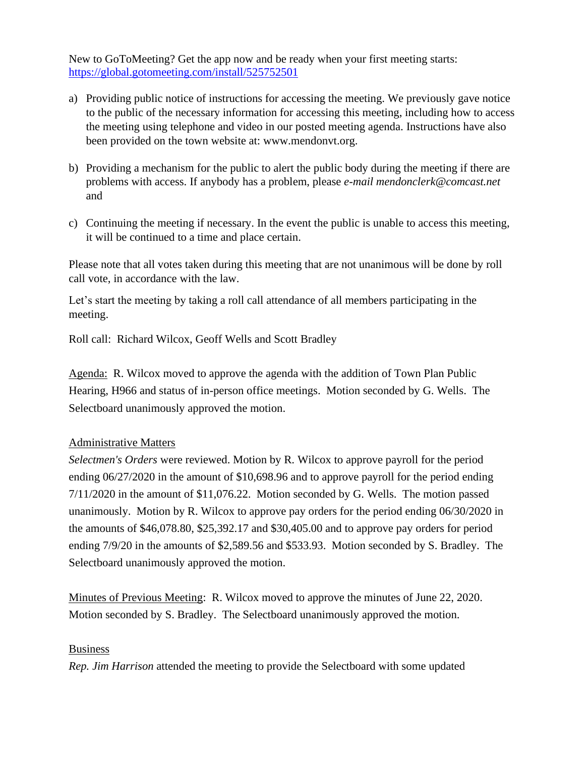New to GoToMeeting? Get the app now and be ready when your first meeting starts: https://global.gotomeeting.com/install/525752501

a) Providing public notice of instructions for accessing the meeting. We previously gave notice to the public of the necessary information for accessing this meeting, including how to access the meeting using telephone and video in our posted meeting agenda. Instructions have also been provided on the town website at: www.mendonvt.org.

b) Providing a mechanism for the public to alert the public body during the meeting if there are problems with access. If anybody has a problem, please *e-mail mendonclerk@comcast.net* and

c) Continuing the meeting if necessary. In the event the public is unable to access this meeting, it will be continued to a time and place certain.

Please note that all votes taken during this meeting that are not unanimous will be done by roll call vote, in accordance with the law.

Let's start the meeting by taking a roll call attendance of all members participating in the meeting.

Roll call: Richard Wilcox, Geoff Wells and Scott Bradley

<u>Agenda:</u> R. Wilcox moved to approve the agenda with the addition of Town Plan Public Hearing, H966 and status of in-person office meetings. Motion seconded by G. Wells. The Selectboard unanimously approved the motion.

<u>Administrative Matters</u>

*Selectmen's Orders* were reviewed. Motion by R. Wilcox to approve payroll for the period ending 06/27/2020 in the amount of $10,698.96 and to approve payroll for the period ending 7/11/2020 in the amount of $11,076.22. Motion seconded by G. Wells. The motion passed unanimously. Motion by R. Wilcox to approve pay orders for the period ending 06/30/2020 in the amounts of $46,078.80, $25,392.17 and $30,405.00 and to approve pay orders for period ending 7/9/20 in the amounts of $2,589.56 and $533.93. Motion seconded by S. Bradley. The Selectboard unanimously approved the motion.

<u>Minutes of Previous Meeting</u>: R. Wilcox moved to approve the minutes of June 22, 2020. Motion seconded by S. Bradley. The Selectboard unanimously approved the motion.

<u>Business</u>

*Rep. Jim Harrison* attended the meeting to provide the Selectboard with some updated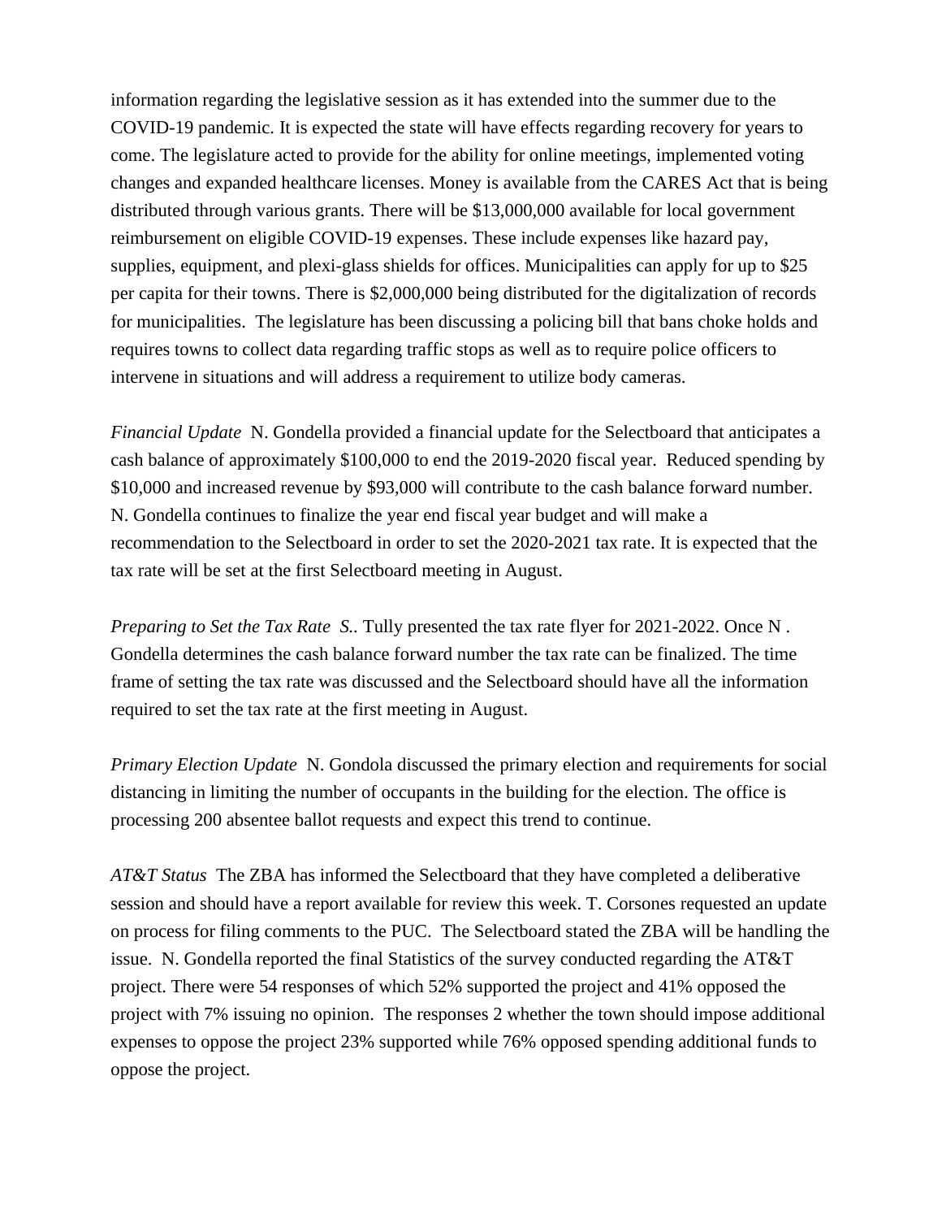information regarding the legislative session as it has extended into the summer due to the COVID-19 pandemic. It is expected the state will have effects regarding recovery for years to come. The legislature acted to provide for the ability for online meetings, implemented voting changes and expanded healthcare licenses. Money is available from the CARES Act that is being distributed through various grants. There will be $13,000,000 available for local government reimbursement on eligible COVID-19 expenses. These include expenses like hazard pay, supplies, equipment, and plexi-glass shields for offices. Municipalities can apply for up to $25 per capita for their towns. There is $2,000,000 being distributed for the digitalization of records for municipalities.  The legislature has been discussing a policing bill that bans choke holds and requires towns to collect data regarding traffic stops as well as to require police officers to intervene in situations and will address a requirement to utilize body cameras.

*Financial Update*  N. Gondella provided a financial update for the Selectboard that anticipates a cash balance of approximately $100,000 to end the 2019-2020 fiscal year.  Reduced spending by $10,000 and increased revenue by $93,000 will contribute to the cash balance forward number. N. Gondella continues to finalize the year end fiscal year budget and will make a recommendation to the Selectboard in order to set the 2020-2021 tax rate. It is expected that the tax rate will be set at the first Selectboard meeting in August.

*Preparing to Set the Tax Rate*  S.. Tully presented the tax rate flyer for 2021-2022. Once N . Gondella determines the cash balance forward number the tax rate can be finalized. The time frame of setting the tax rate was discussed and the Selectboard should have all the information required to set the tax rate at the first meeting in August.

*Primary Election Update*  N. Gondola discussed the primary election and requirements for social distancing in limiting the number of occupants in the building for the election. The office is processing 200 absentee ballot requests and expect this trend to continue.

*AT&T Status*  The ZBA has informed the Selectboard that they have completed a deliberative session and should have a report available for review this week. T. Corsones requested an update on process for filing comments to the PUC.  The Selectboard stated the ZBA will be handling the issue.  N. Gondella reported the final Statistics of the survey conducted regarding the AT&T project. There were 54 responses of which 52% supported the project and 41% opposed the project with 7% issuing no opinion.  The responses 2 whether the town should impose additional expenses to oppose the project 23% supported while 76% opposed spending additional funds to oppose the project.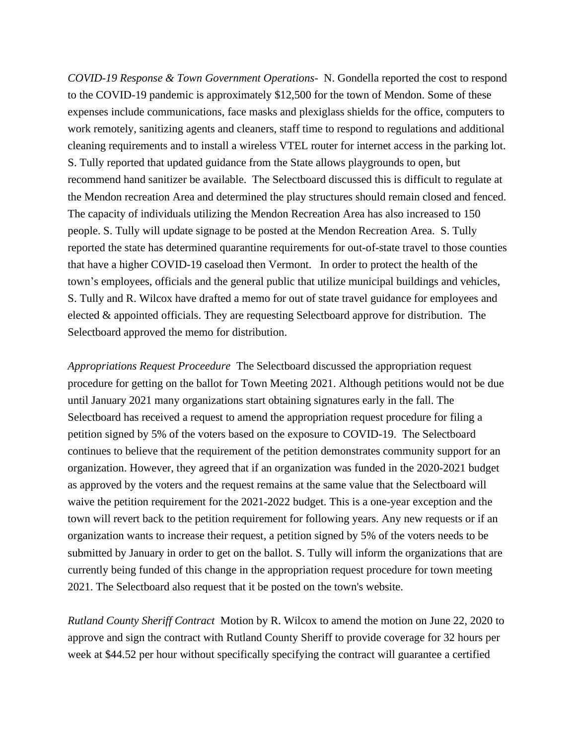*COVID-19 Response & Town Government Operations*- N. Gondella reported the cost to respond to the COVID-19 pandemic is approximately $12,500 for the town of Mendon. Some of these expenses include communications, face masks and plexiglass shields for the office, computers to work remotely, sanitizing agents and cleaners, staff time to respond to regulations and additional cleaning requirements and to install a wireless VTEL router for internet access in the parking lot. S. Tully reported that updated guidance from the State allows playgrounds to open, but recommend hand sanitizer be available. The Selectboard discussed this is difficult to regulate at the Mendon recreation Area and determined the play structures should remain closed and fenced. The capacity of individuals utilizing the Mendon Recreation Area has also increased to 150 people. S. Tully will update signage to be posted at the Mendon Recreation Area. S. Tully reported the state has determined quarantine requirements for out-of-state travel to those counties that have a higher COVID-19 caseload then Vermont. In order to protect the health of the town's employees, officials and the general public that utilize municipal buildings and vehicles, S. Tully and R. Wilcox have drafted a memo for out of state travel guidance for employees and elected & appointed officials. They are requesting Selectboard approve for distribution. The Selectboard approved the memo for distribution.

*Appropriations Request Proceedure* The Selectboard discussed the appropriation request procedure for getting on the ballot for Town Meeting 2021. Although petitions would not be due until January 2021 many organizations start obtaining signatures early in the fall. The Selectboard has received a request to amend the appropriation request procedure for filing a petition signed by 5% of the voters based on the exposure to COVID-19. The Selectboard continues to believe that the requirement of the petition demonstrates community support for an organization. However, they agreed that if an organization was funded in the 2020-2021 budget as approved by the voters and the request remains at the same value that the Selectboard will waive the petition requirement for the 2021-2022 budget. This is a one-year exception and the town will revert back to the petition requirement for following years. Any new requests or if an organization wants to increase their request, a petition signed by 5% of the voters needs to be submitted by January in order to get on the ballot. S. Tully will inform the organizations that are currently being funded of this change in the appropriation request procedure for town meeting 2021. The Selectboard also request that it be posted on the town's website.

*Rutland County Sheriff Contract* Motion by R. Wilcox to amend the motion on June 22, 2020 to approve and sign the contract with Rutland County Sheriff to provide coverage for 32 hours per week at $44.52 per hour without specifically specifying the contract will guarantee a certified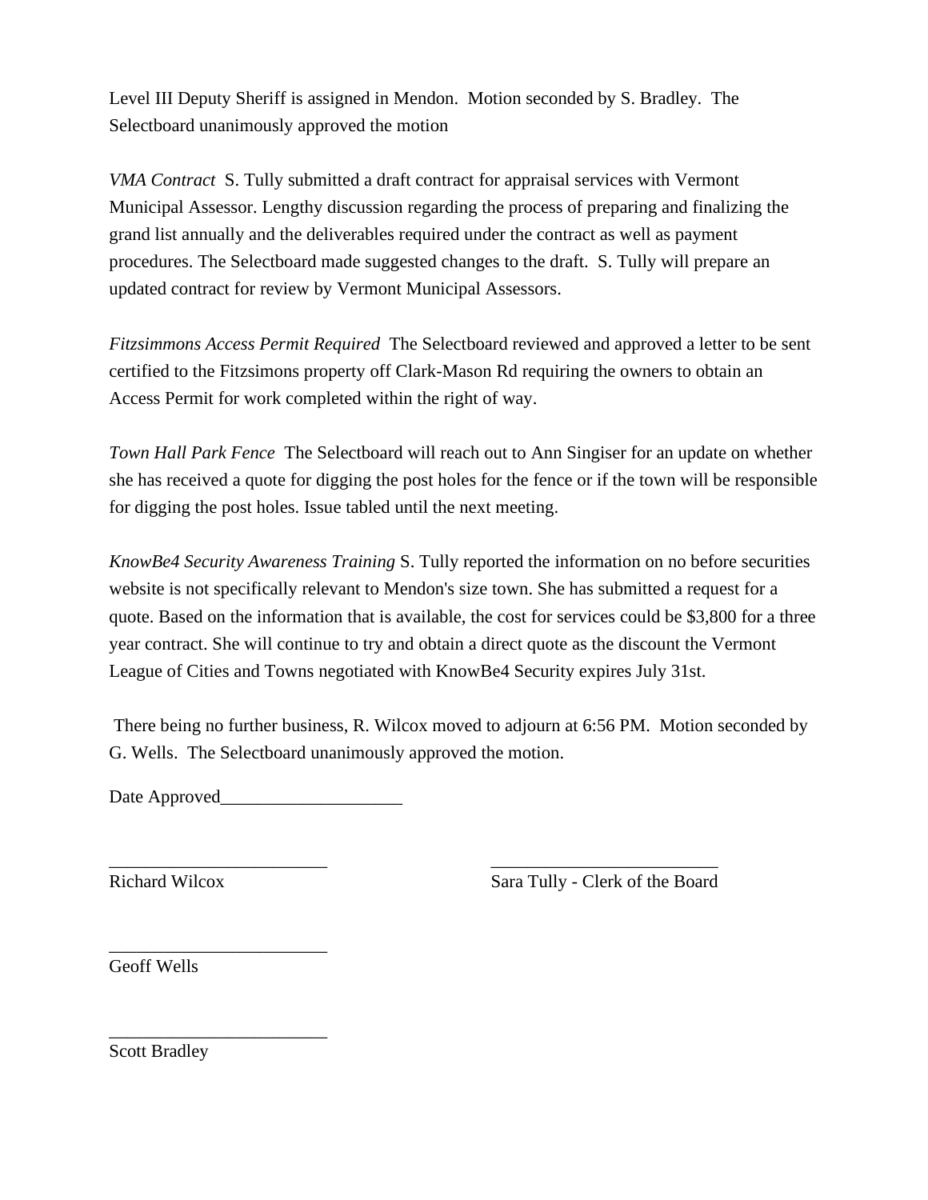Level III Deputy Sheriff is assigned in Mendon. Motion seconded by S. Bradley. The Selectboard unanimously approved the motion

*VMA Contract* S. Tully submitted a draft contract for appraisal services with Vermont Municipal Assessor. Lengthy discussion regarding the process of preparing and finalizing the grand list annually and the deliverables required under the contract as well as payment procedures. The Selectboard made suggested changes to the draft. S. Tully will prepare an updated contract for review by Vermont Municipal Assessors.

*Fitzsimmons Access Permit Required* The Selectboard reviewed and approved a letter to be sent certified to the Fitzsimons property off Clark-Mason Rd requiring the owners to obtain an Access Permit for work completed within the right of way.

*Town Hall Park Fence* The Selectboard will reach out to Ann Singiser for an update on whether she has received a quote for digging the post holes for the fence or if the town will be responsible for digging the post holes. Issue tabled until the next meeting.

*KnowBe4 Security Awareness Training* S. Tully reported the information on no before securities website is not specifically relevant to Mendon's size town. She has submitted a request for a quote. Based on the information that is available, the cost for services could be $3,800 for a three year contract. She will continue to try and obtain a direct quote as the discount the Vermont League of Cities and Towns negotiated with KnowBe4 Security expires July 31st.

There being no further business, R. Wilcox moved to adjourn at 6:56 PM. Motion seconded by G. Wells. The Selectboard unanimously approved the motion.

Date Approved____________________

________________________
Richard Wilcox

________________________
Sara Tully - Clerk of the Board

________________________
Geoff Wells

________________________
Scott Bradley